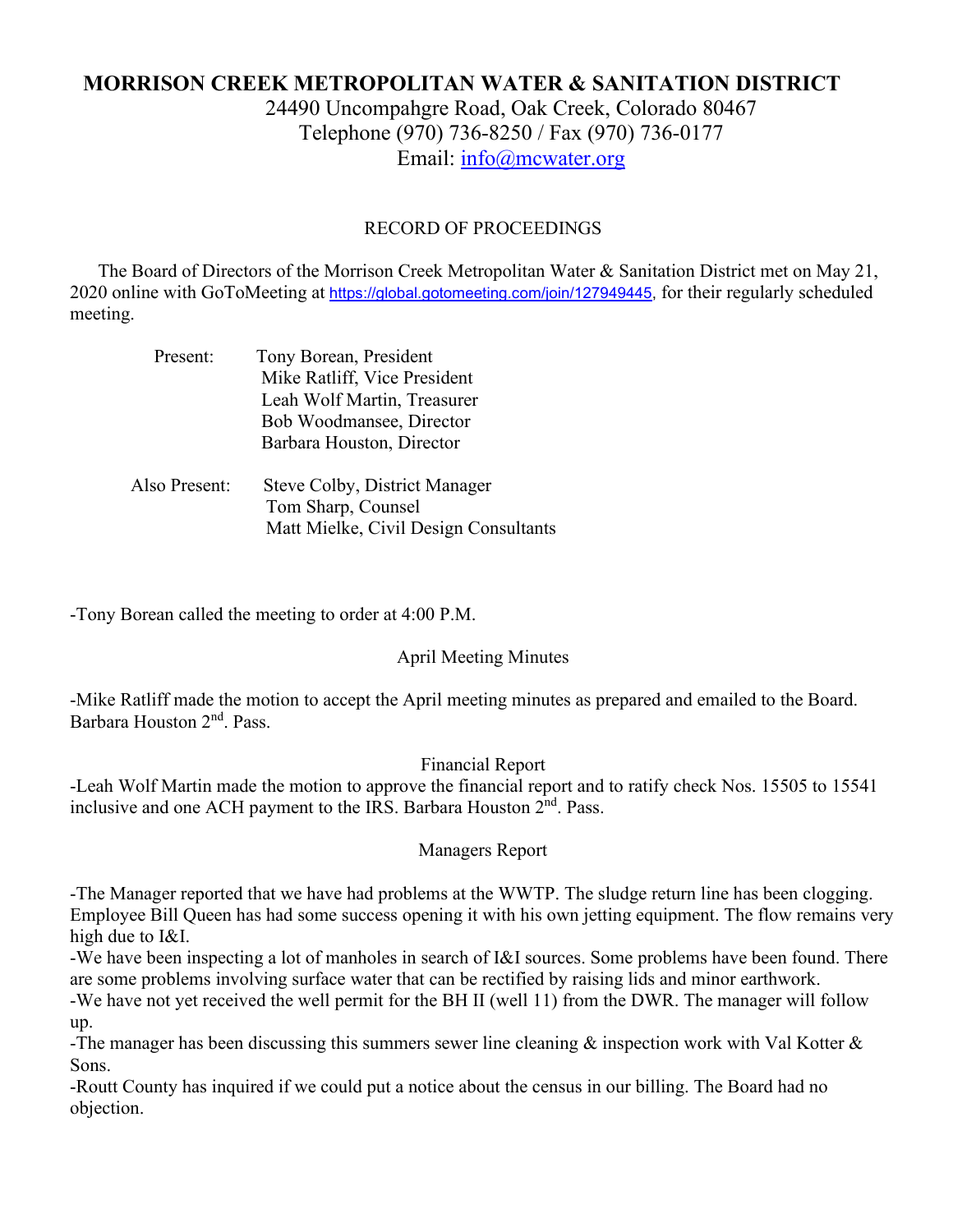# MORRISON CREEK METROPOLITAN WATER & SANITATION DISTRICT

24490 Uncompahgre Road, Oak Creek, Colorado 80467
Telephone (970) 736-8250 / Fax (970) 736-0177
Email: info@mcwater.org

RECORD OF PROCEEDINGS

The Board of Directors of the Morrison Creek Metropolitan Water & Sanitation District met on May 21, 2020 online with GoToMeeting at https://global.gotomeeting.com/join/127949445, for their regularly scheduled meeting.

Present: Tony Borean, President
Mike Ratliff, Vice President
Leah Wolf Martin, Treasurer
Bob Woodmansee, Director
Barbara Houston, Director

Also Present: Steve Colby, District Manager
Tom Sharp, Counsel
Matt Mielke, Civil Design Consultants

-Tony Borean called the meeting to order at 4:00 P.M.

April Meeting Minutes

-Mike Ratliff made the motion to accept the April meeting minutes as prepared and emailed to the Board. Barbara Houston 2nd. Pass.

Financial Report

-Leah Wolf Martin made the motion to approve the financial report and to ratify check Nos. 15505 to 15541 inclusive and one ACH payment to the IRS. Barbara Houston 2nd. Pass.

Managers Report

-The Manager reported that we have had problems at the WWTP. The sludge return line has been clogging. Employee Bill Queen has had some success opening it with his own jetting equipment. The flow remains very high due to I&I.

-We have been inspecting a lot of manholes in search of I&I sources. Some problems have been found. There are some problems involving surface water that can be rectified by raising lids and minor earthwork.

-We have not yet received the well permit for the BH II (well 11) from the DWR. The manager will follow up.

-The manager has been discussing this summers sewer line cleaning & inspection work with Val Kotter & Sons.

-Routt County has inquired if we could put a notice about the census in our billing. The Board had no objection.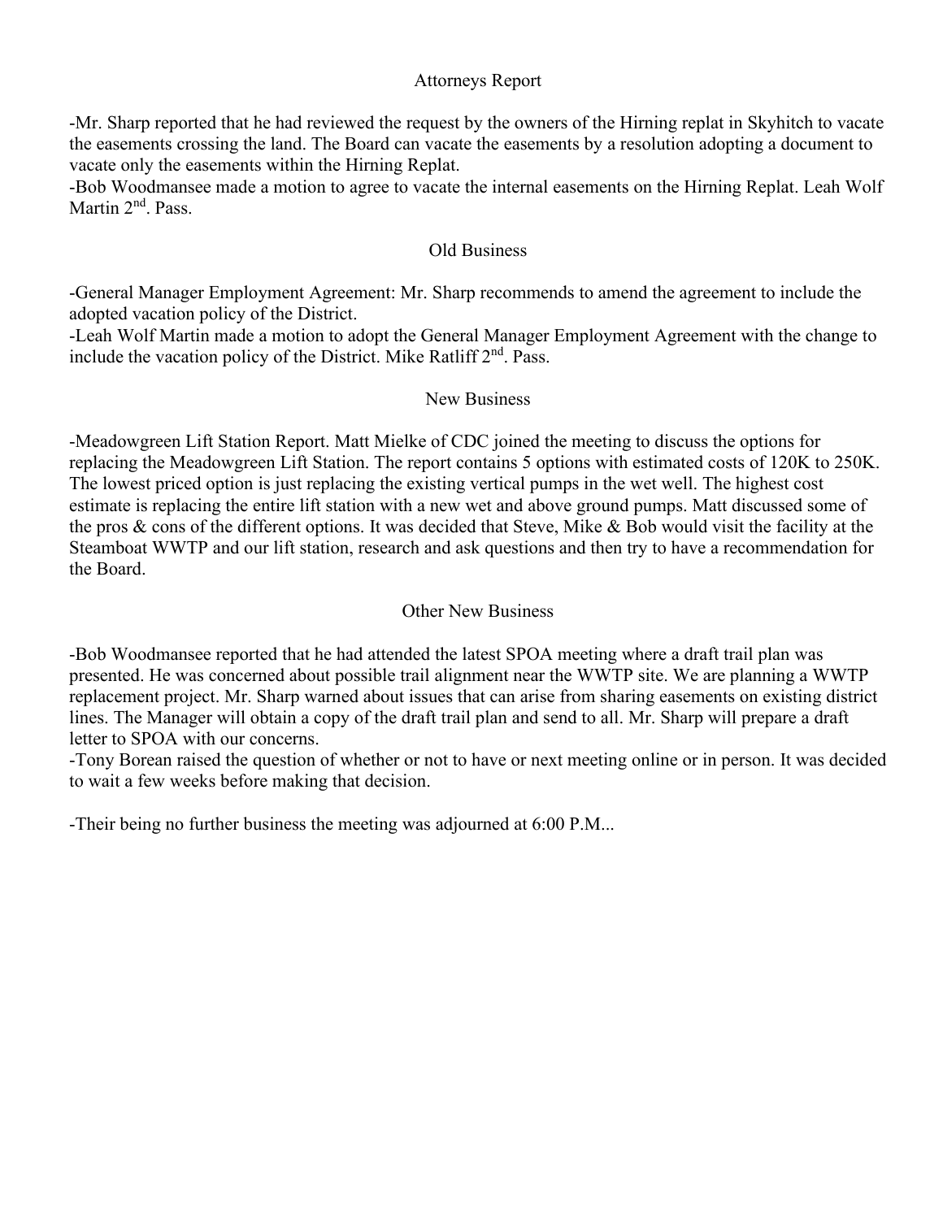## Attorneys Report

-Mr. Sharp reported that he had reviewed the request by the owners of the Hirning replat in Skyhitch to vacate the easements crossing the land. The Board can vacate the easements by a resolution adopting a document to vacate only the easements within the Hirning Replat.
-Bob Woodmansee made a motion to agree to vacate the internal easements on the Hirning Replat. Leah Wolf Martin 2nd. Pass.

## Old Business

-General Manager Employment Agreement: Mr. Sharp recommends to amend the agreement to include the adopted vacation policy of the District.
-Leah Wolf Martin made a motion to adopt the General Manager Employment Agreement with the change to include the vacation policy of the District. Mike Ratliff 2nd. Pass.

## New Business

-Meadowgreen Lift Station Report. Matt Mielke of CDC joined the meeting to discuss the options for replacing the Meadowgreen Lift Station. The report contains 5 options with estimated costs of 120K to 250K. The lowest priced option is just replacing the existing vertical pumps in the wet well. The highest cost estimate is replacing the entire lift station with a new wet and above ground pumps. Matt discussed some of the pros & cons of the different options. It was decided that Steve, Mike & Bob would visit the facility at the Steamboat WWTP and our lift station, research and ask questions and then try to have a recommendation for the Board.

## Other New Business

-Bob Woodmansee reported that he had attended the latest SPOA meeting where a draft trail plan was presented. He was concerned about possible trail alignment near the WWTP site. We are planning a WWTP replacement project. Mr. Sharp warned about issues that can arise from sharing easements on existing district lines. The Manager will obtain a copy of the draft trail plan and send to all. Mr. Sharp will prepare a draft letter to SPOA with our concerns.
-Tony Borean raised the question of whether or not to have or next meeting online or in person. It was decided to wait a few weeks before making that decision.

-Their being no further business the meeting was adjourned at 6:00 P.M...